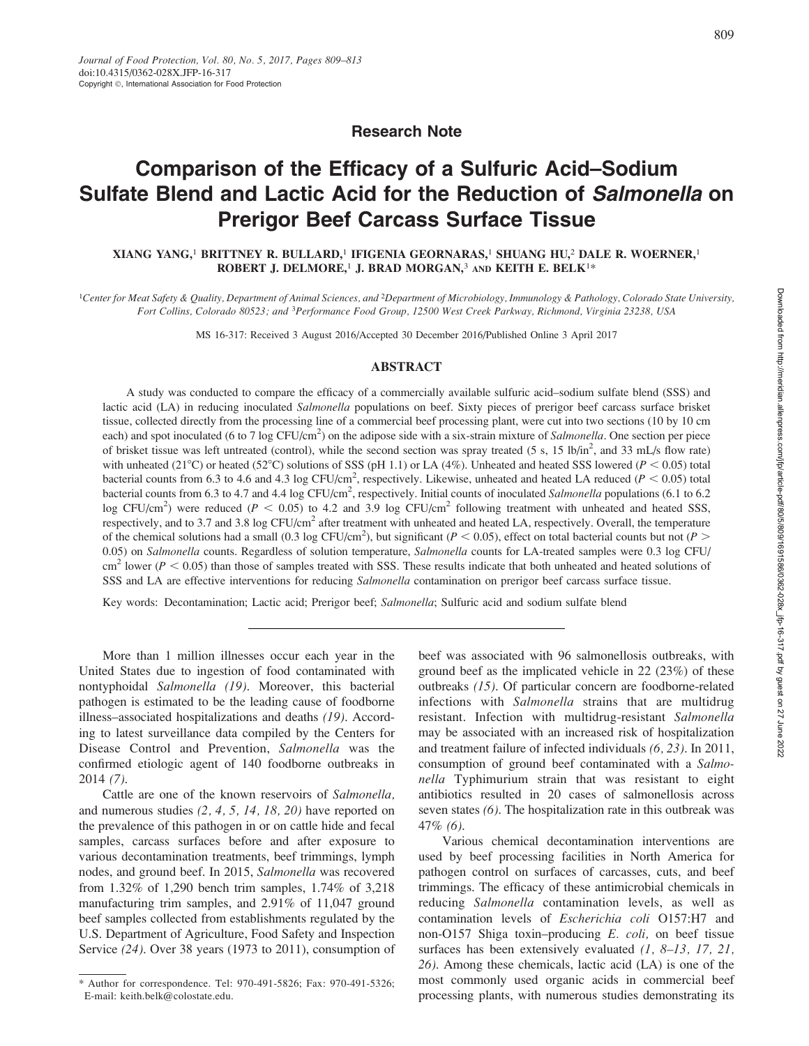Research Note

# Comparison of the Efficacy of a Sulfuric Acid–Sodium Sulfate Blend and Lactic Acid for the Reduction of *Salmonella* on Prerigor Beef Carcass Surface Tissue

XIANG YANG,[1] BRITTNEY R. BULLARD,[1] IFIGENIA GEORNARAS,[1] SHUANG HU,[2] DALE R. WOERNER,[1] ROBERT J. DELMORE,[1] J. BRAD MORGAN,[3] AND KEITH E. BELK[1]*

[1]Center for Meat Safety & Quality, Department of Animal Sciences, and [2]Department of Microbiology, Immunology & Pathology, Colorado State University, Fort Collins, Colorado 80523; and [3]Performance Food Group, 12500 West Creek Parkway, Richmond, Virginia 23238, USA

MS 16-317: Received 3 August 2016/Accepted 30 December 2016/Published Online 3 April 2017

## ABSTRACT

A study was conducted to compare the efficacy of a commercially available sulfuric acid–sodium sulfate blend (SSS) and lactic acid (LA) in reducing inoculated *Salmonella* populations on beef. Sixty pieces of prerigor beef carcass surface brisket tissue, collected directly from the processing line of a commercial beef processing plant, were cut into two sections (10 by 10 cm each) and spot inoculated (6 to 7 log CFU/cm$^2$) on the adipose side with a six-strain mixture of *Salmonella*. One section per piece of brisket tissue was left untreated (control), while the second section was spray treated (5 s, 15 lb/in$^2$, and 33 mL/s flow rate) with unheated (21°C) or heated (52°C) solutions of SSS (pH 1.1) or LA (4%). Unheated and heated SSS lowered ($P < 0.05$) total bacterial counts from 6.3 to 4.6 and 4.3 log CFU/cm$^2$, respectively. Likewise, unheated and heated LA reduced ($P < 0.05$) total bacterial counts from 6.3 to 4.7 and 4.4 log CFU/cm$^2$, respectively. Initial counts of inoculated *Salmonella* populations (6.1 to 6.2 log CFU/cm$^2$) were reduced ($P < 0.05$) to 4.2 and 3.9 log CFU/cm$^2$ following treatment with unheated and heated SSS, respectively, and to 3.7 and 3.8 log CFU/cm$^2$ after treatment with unheated and heated LA, respectively. Overall, the temperature of the chemical solutions had a small (0.3 log CFU/cm$^2$), but significant ($P < 0.05$), effect on total bacterial counts but not ($P > 0.05$) on *Salmonella* counts. Regardless of solution temperature, *Salmonella* counts for LA-treated samples were 0.3 log CFU/cm$^2$ lower ($P < 0.05$) than those of samples treated with SSS. These results indicate that both unheated and heated solutions of SSS and LA are effective interventions for reducing *Salmonella* contamination on prerigor beef carcass surface tissue.

Key words: Decontamination; Lactic acid; Prerigor beef; *Salmonella*; Sulfuric acid and sodium sulfate blend

More than 1 million illnesses occur each year in the United States due to ingestion of food contaminated with nontyphoidal *Salmonella* *(19)*. Moreover, this bacterial pathogen is estimated to be the leading cause of foodborne illness–associated hospitalizations and deaths *(19)*. According to latest surveillance data compiled by the Centers for Disease Control and Prevention, *Salmonella* was the confirmed etiologic agent of 140 foodborne outbreaks in 2014 *(7)*.

Cattle are one of the known reservoirs of *Salmonella*, and numerous studies *(2, 4, 5, 14, 18, 20)* have reported on the prevalence of this pathogen in or on cattle hide and fecal samples, carcass surfaces before and after exposure to various decontamination treatments, beef trimmings, lymph nodes, and ground beef. In 2015, *Salmonella* was recovered from 1.32% of 1,290 bench trim samples, 1.74% of 3,218 manufacturing trim samples, and 2.91% of 11,047 ground beef samples collected from establishments regulated by the U.S. Department of Agriculture, Food Safety and Inspection Service *(24)*. Over 38 years (1973 to 2011), consumption of beef was associated with 96 salmonellosis outbreaks, with ground beef as the implicated vehicle in 22 (23%) of these outbreaks *(15)*. Of particular concern are foodborne-related infections with *Salmonella* strains that are multidrug resistant. Infection with multidrug-resistant *Salmonella* may be associated with an increased risk of hospitalization and treatment failure of infected individuals *(6, 23)*. In 2011, consumption of ground beef contaminated with a *Salmonella* Typhimurium strain that was resistant to eight antibiotics resulted in 20 cases of salmonellosis across seven states *(6)*. The hospitalization rate in this outbreak was 47% *(6)*.

Various chemical decontamination interventions are used by beef processing facilities in North America for pathogen control on surfaces of carcasses, cuts, and beef trimmings. The efficacy of these antimicrobial chemicals in reducing *Salmonella* contamination levels, as well as contamination levels of *Escherichia coli* O157:H7 and non-O157 Shiga toxin–producing *E. coli*, on beef tissue surfaces has been extensively evaluated *(1, 8–13, 17, 21, 26)*. Among these chemicals, lactic acid (LA) is one of the most commonly used organic acids in commercial beef processing plants, with numerous studies demonstrating its

* Author for correspondence. Tel: 970-491-5826; Fax: 970-491-5326; E-mail: keith.belk@colostate.edu.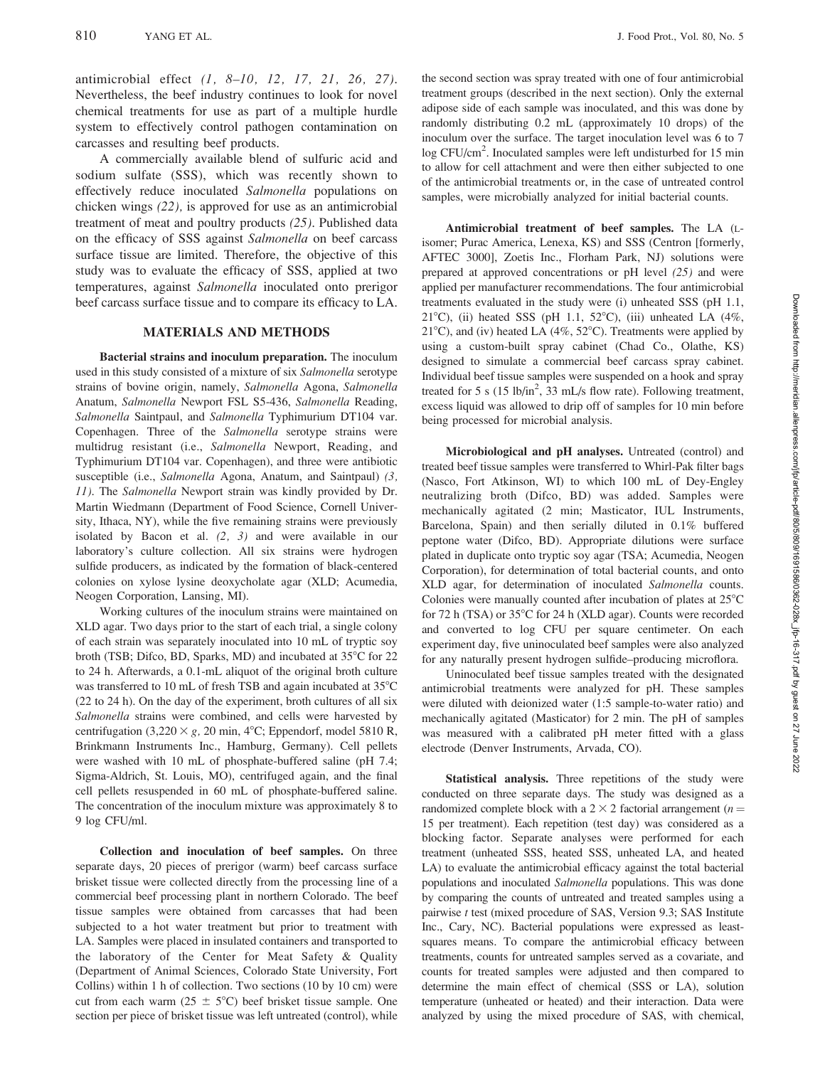antimicrobial effect *(1, 8–10, 12, 17, 21, 26, 27)*. Nevertheless, the beef industry continues to look for novel chemical treatments for use as part of a multiple hurdle system to effectively control pathogen contamination on carcasses and resulting beef products.

A commercially available blend of sulfuric acid and sodium sulfate (SSS), which was recently shown to effectively reduce inoculated *Salmonella* populations on chicken wings *(22)*, is approved for use as an antimicrobial treatment of meat and poultry products *(25)*. Published data on the efficacy of SSS against *Salmonella* on beef carcass surface tissue are limited. Therefore, the objective of this study was to evaluate the efficacy of SSS, applied at two temperatures, against *Salmonella* inoculated onto prerigor beef carcass surface tissue and to compare its efficacy to LA.

## MATERIALS AND METHODS

**Bacterial strains and inoculum preparation.** The inoculum used in this study consisted of a mixture of six *Salmonella* serotype strains of bovine origin, namely, *Salmonella* Agona, *Salmonella* Anatum, *Salmonella* Newport FSL S5-436, *Salmonella* Reading, *Salmonella* Saintpaul, and *Salmonella* Typhimurium DT104 var. Copenhagen. Three of the *Salmonella* serotype strains were multidrug resistant (i.e., *Salmonella* Newport, Reading, and Typhimurium DT104 var. Copenhagen), and three were antibiotic susceptible (i.e., *Salmonella* Agona, Anatum, and Saintpaul) *(3, 11)*. The *Salmonella* Newport strain was kindly provided by Dr. Martin Wiedmann (Department of Food Science, Cornell University, Ithaca, NY), while the five remaining strains were previously isolated by Bacon et al. *(2, 3)* and were available in our laboratory's culture collection. All six strains were hydrogen sulfide producers, as indicated by the formation of black-centered colonies on xylose lysine deoxycholate agar (XLD; Acumedia, Neogen Corporation, Lansing, MI).

Working cultures of the inoculum strains were maintained on XLD agar. Two days prior to the start of each trial, a single colony of each strain was separately inoculated into 10 mL of tryptic soy broth (TSB; Difco, BD, Sparks, MD) and incubated at 35°C for 22 to 24 h. Afterwards, a 0.1-mL aliquot of the original broth culture was transferred to 10 mL of fresh TSB and again incubated at 35°C (22 to 24 h). On the day of the experiment, broth cultures of all six *Salmonella* strains were combined, and cells were harvested by centrifugation ($3,220 \times g$, 20 min, 4°C; Eppendorf, model 5810 R, Brinkmann Instruments Inc., Hamburg, Germany). Cell pellets were washed with 10 mL of phosphate-buffered saline (pH 7.4; Sigma-Aldrich, St. Louis, MO), centrifuged again, and the final cell pellets resuspended in 60 mL of phosphate-buffered saline. The concentration of the inoculum mixture was approximately 8 to 9 log CFU/ml.

**Collection and inoculation of beef samples.** On three separate days, 20 pieces of prerigor (warm) beef carcass surface brisket tissue were collected directly from the processing line of a commercial beef processing plant in northern Colorado. The beef tissue samples were obtained from carcasses that had been subjected to a hot water treatment but prior to treatment with LA. Samples were placed in insulated containers and transported to the laboratory of the Center for Meat Safety & Quality (Department of Animal Sciences, Colorado State University, Fort Collins) within 1 h of collection. Two sections (10 by 10 cm) were cut from each warm (25 ± 5°C) beef brisket tissue sample. One section per piece of brisket tissue was left untreated (control), while the second section was spray treated with one of four antimicrobial treatment groups (described in the next section). Only the external adipose side of each sample was inoculated, and this was done by randomly distributing 0.2 mL (approximately 10 drops) of the inoculum over the surface. The target inoculation level was 6 to 7 log CFU/$cm^2$. Inoculated samples were left undisturbed for 15 min to allow for cell attachment and were then either subjected to one of the antimicrobial treatments or, in the case of untreated control samples, were microbially analyzed for initial bacterial counts.

**Antimicrobial treatment of beef samples.** The LA (L-isomer; Purac America, Lenexa, KS) and SSS (Centron [formerly, AFTEC 3000], Zoetis Inc., Florham Park, NJ) solutions were prepared at approved concentrations or pH level *(25)* and were applied per manufacturer recommendations. The four antimicrobial treatments evaluated in the study were (i) unheated SSS (pH 1.1, 21°C), (ii) heated SSS (pH 1.1, 52°C), (iii) unheated LA (4%, 21°C), and (iv) heated LA (4%, 52°C). Treatments were applied by using a custom-built spray cabinet (Chad Co., Olathe, KS) designed to simulate a commercial beef carcass spray cabinet. Individual beef tissue samples were suspended on a hook and spray treated for 5 s (15 lb/$in^2$, 33 mL/s flow rate). Following treatment, excess liquid was allowed to drip off of samples for 10 min before being processed for microbial analysis.

**Microbiological and pH analyses.** Untreated (control) and treated beef tissue samples were transferred to Whirl-Pak filter bags (Nasco, Fort Atkinson, WI) to which 100 mL of Dey-Engley neutralizing broth (Difco, BD) was added. Samples were mechanically agitated (2 min; Masticator, IUL Instruments, Barcelona, Spain) and then serially diluted in 0.1% buffered peptone water (Difco, BD). Appropriate dilutions were surface plated in duplicate onto tryptic soy agar (TSA; Acumedia, Neogen Corporation), for determination of total bacterial counts, and onto XLD agar, for determination of inoculated *Salmonella* counts. Colonies were manually counted after incubation of plates at 25°C for 72 h (TSA) or 35°C for 24 h (XLD agar). Counts were recorded and converted to log CFU per square centimeter. On each experiment day, five uninoculated beef samples were also analyzed for any naturally present hydrogen sulfide–producing microflora.

Uninoculated beef tissue samples treated with the designated antimicrobial treatments were analyzed for pH. These samples were diluted with deionized water (1:5 sample-to-water ratio) and mechanically agitated (Masticator) for 2 min. The pH of samples was measured with a calibrated pH meter fitted with a glass electrode (Denver Instruments, Arvada, CO).

**Statistical analysis.** Three repetitions of the study were conducted on three separate days. The study was designed as a randomized complete block with a $2 \times 2$ factorial arrangement ($n = 15$ per treatment). Each repetition (test day) was considered as a blocking factor. Separate analyses were performed for each treatment (unheated SSS, heated SSS, unheated LA, and heated LA) to evaluate the antimicrobial efficacy against the total bacterial populations and inoculated *Salmonella* populations. This was done by comparing the counts of untreated and treated samples using a pairwise *t* test (mixed procedure of SAS, Version 9.3; SAS Institute Inc., Cary, NC). Bacterial populations were expressed as least-squares means. To compare the antimicrobial efficacy between treatments, counts for untreated samples served as a covariate, and counts for treated samples were adjusted and then compared to determine the main effect of chemical (SSS or LA), solution temperature (unheated or heated) and their interaction. Data were analyzed by using the mixed procedure of SAS, with chemical,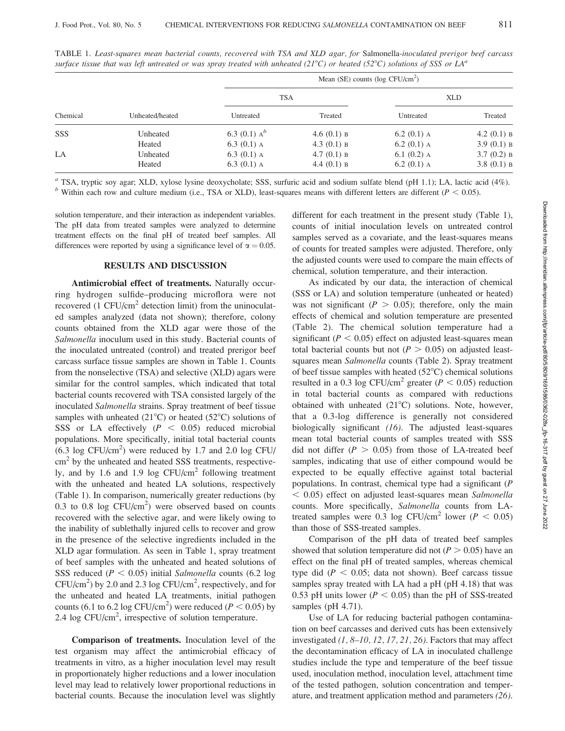TABLE 1. *Least-squares mean bacterial counts, recovered with TSA and XLD agar, for* Salmonella-*inoculated prerigor beef carcass surface tissue that was left untreated or was spray treated with unheated (21°C) or heated (52°C) solutions of SSS or LA*[a]

| Chemical | Unheated/heated | Mean (SE) counts (log CFU/cm²) | | | |
|---|---|---|---|---|---|
| | | TSA | | XLD | |
| | | Untreated | Treated | Untreated | Treated |
| SSS | Unheated | 6.3 (0.1) A[b] | 4.6 (0.1) B | 6.2 (0.1) A | 4.2 (0.1) B |
| | Heated | 6.3 (0.1) A | 4.3 (0.1) B | 6.2 (0.1) A | 3.9 (0.1) B |
| LA | Unheated | 6.3 (0.1) A | 4.7 (0.1) B | 6.1 (0.2) A | 3.7 (0.2) B |
| | Heated | 6.3 (0.1) A | 4.4 (0.1) B | 6.2 (0.1) A | 3.8 (0.1) B |

[a] TSA, tryptic soy agar; XLD, xylose lysine deoxycholate; SSS, surfuric acid and sodium sulfate blend (pH 1.1); LA, lactic acid (4%).
[b] Within each row and culture medium (i.e., TSA or XLD), least-squares means with different letters are different ($P < 0.05$).

solution temperature, and their interaction as independent variables. The pH data from treated samples were analyzed to determine treatment effects on the final pH of treated beef samples. All differences were reported by using a significance level of $\alpha = 0.05$.

## RESULTS AND DISCUSSION

**Antimicrobial effect of treatments.** Naturally occurring hydrogen sulfide–producing microflora were not recovered (1 CFU/cm² detection limit) from the uninoculated samples analyzed (data not shown); therefore, colony counts obtained from the XLD agar were those of the *Salmonella* inoculum used in this study. Bacterial counts of the inoculated untreated (control) and treated prerigor beef carcass surface tissue samples are shown in Table 1. Counts from the nonselective (TSA) and selective (XLD) agars were similar for the control samples, which indicated that total bacterial counts recovered with TSA consisted largely of the inoculated *Salmonella* strains. Spray treatment of beef tissue samples with unheated (21°C) or heated (52°C) solutions of SSS or LA effectively ($P < 0.05$) reduced microbial populations. More specifically, initial total bacterial counts (6.3 log CFU/cm²) were reduced by 1.7 and 2.0 log CFU/cm² by the unheated and heated SSS treatments, respectively, and by 1.6 and 1.9 log CFU/cm² following treatment with the unheated and heated LA solutions, respectively (Table 1). In comparison, numerically greater reductions (by 0.3 to 0.8 log CFU/cm²) were observed based on counts recovered with the selective agar, and were likely owing to the inability of sublethally injured cells to recover and grow in the presence of the selective ingredients included in the XLD agar formulation. As seen in Table 1, spray treatment of beef samples with the unheated and heated solutions of SSS reduced ($P < 0.05$) initial *Salmonella* counts (6.2 log CFU/cm²) by 2.0 and 2.3 log CFU/cm², respectively, and for the unheated and heated LA treatments, initial pathogen counts (6.1 to 6.2 log CFU/cm²) were reduced ($P < 0.05$) by 2.4 log CFU/cm², irrespective of solution temperature.

**Comparison of treatments.** Inoculation level of the test organism may affect the antimicrobial efficacy of treatments in vitro, as a higher inoculation level may result in proportionately higher reductions and a lower inoculation level may lead to relatively lower proportional reductions in bacterial counts. Because the inoculation level was slightly different for each treatment in the present study (Table 1), counts of initial inoculation levels on untreated control samples served as a covariate, and the least-squares means of counts for treated samples were adjusted. Therefore, only the adjusted counts were used to compare the main effects of chemical, solution temperature, and their interaction.

As indicated by our data, the interaction of chemical (SSS or LA) and solution temperature (unheated or heated) was not significant ($P > 0.05$); therefore, only the main effects of chemical and solution temperature are presented (Table 2). The chemical solution temperature had a significant ($P < 0.05$) effect on adjusted least-squares mean total bacterial counts but not ($P > 0.05$) on adjusted least-squares mean *Salmonella* counts (Table 2). Spray treatment of beef tissue samples with heated (52°C) chemical solutions resulted in a 0.3 log CFU/cm² greater ($P < 0.05$) reduction in total bacterial counts as compared with reductions obtained with unheated (21°C) solutions. Note, however, that a 0.3-log difference is generally not considered biologically significant *(16)*. The adjusted least-squares mean total bacterial counts of samples treated with SSS did not differ ($P > 0.05$) from those of LA-treated beef samples, indicating that use of either compound would be expected to be equally effective against total bacterial populations. In contrast, chemical type had a significant ($P < 0.05$) effect on adjusted least-squares mean *Salmonella* counts. More specifically, *Salmonella* counts from LA-treated samples were 0.3 log CFU/cm² lower ($P < 0.05$) than those of SSS-treated samples.

Comparison of the pH data of treated beef samples showed that solution temperature did not ($P > 0.05$) have an effect on the final pH of treated samples, whereas chemical type did ($P < 0.05$; data not shown). Beef carcass tissue samples spray treated with LA had a pH (pH 4.18) that was 0.53 pH units lower ($P < 0.05$) than the pH of SSS-treated samples (pH 4.71).

Use of LA for reducing bacterial pathogen contamination on beef carcasses and derived cuts has been extensively investigated *(1, 8–10, 12, 17, 21, 26)*. Factors that may affect the decontamination efficacy of LA in inoculated challenge studies include the type and temperature of the beef tissue used, inoculation method, inoculation level, attachment time of the tested pathogen, solution concentration and temperature, and treatment application method and parameters *(26)*.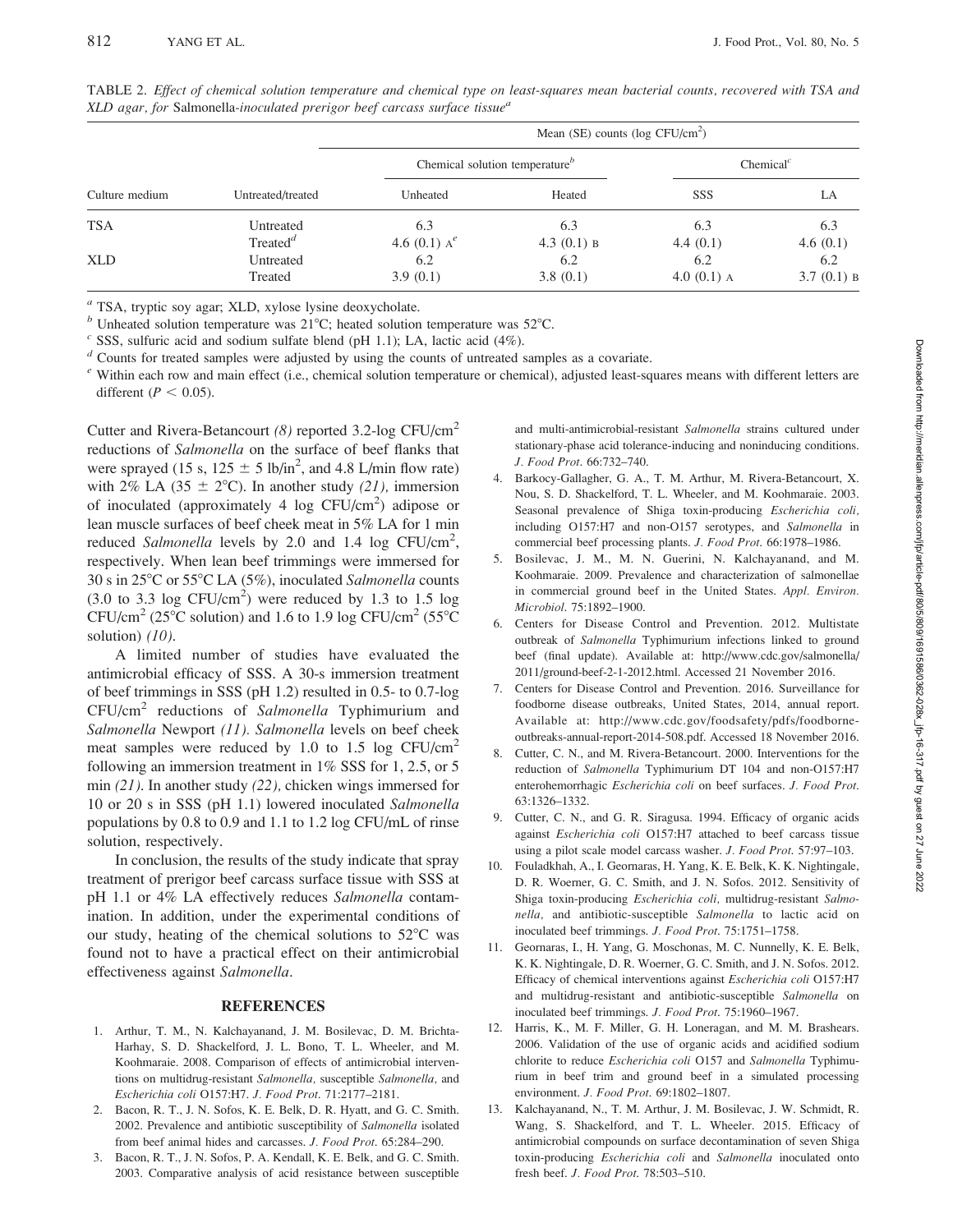TABLE 2. *Effect of chemical solution temperature and chemical type on least-squares mean bacterial counts, recovered with TSA and XLD agar, for* Salmonella-*inoculated prerigor beef carcass surface tissue*[a]

| Culture medium | Untreated/treated | Mean (SE) counts (log CFU/cm$^2$) | | | |
|---|---|---|---|---|---|
| | | Chemical solution temperature[b] | | Chemical[c] | |
| | | Unheated | Heated | SSS | LA |
| TSA | Untreated | 6.3 | 6.3 | 6.3 | 6.3 |
| | Treated[d] | 4.6 (0.1) A[e] | 4.3 (0.1) B | 4.4 (0.1) | 4.6 (0.1) |
| XLD | Untreated | 6.2 | 6.2 | 6.2 | 6.2 |
| | Treated | 3.9 (0.1) | 3.8 (0.1) | 4.0 (0.1) A | 3.7 (0.1) B |

[a] TSA, tryptic soy agar; XLD, xylose lysine deoxycholate.

[b] Unheated solution temperature was 21°C; heated solution temperature was 52°C.

[c] SSS, sulfuric acid and sodium sulfate blend (pH 1.1); LA, lactic acid (4%).

[d] Counts for treated samples were adjusted by using the counts of untreated samples as a covariate.

[e] Within each row and main effect (i.e., chemical solution temperature or chemical), adjusted least-squares means with different letters are different ($P < 0.05$).

Cutter and Rivera-Betancourt *(8)* reported 3.2-log CFU/cm$^2$ reductions of *Salmonella* on the surface of beef flanks that were sprayed (15 s, 125 ± 5 lb/in$^2$, and 4.8 L/min flow rate) with 2% LA (35 ± 2°C). In another study *(21)*, immersion of inoculated (approximately 4 log CFU/cm$^2$) adipose or lean muscle surfaces of beef cheek meat in 5% LA for 1 min reduced *Salmonella* levels by 2.0 and 1.4 log CFU/cm$^2$, respectively. When lean beef trimmings were immersed for 30 s in 25°C or 55°C LA (5%), inoculated *Salmonella* counts (3.0 to 3.3 log CFU/cm$^2$) were reduced by 1.3 to 1.5 log CFU/cm$^2$ (25°C solution) and 1.6 to 1.9 log CFU/cm$^2$ (55°C solution) *(10)*.

A limited number of studies have evaluated the antimicrobial efficacy of SSS. A 30-s immersion treatment of beef trimmings in SSS (pH 1.2) resulted in 0.5- to 0.7-log CFU/cm$^2$ reductions of *Salmonella* Typhimurium and *Salmonella* Newport *(11)*. *Salmonella* levels on beef cheek meat samples were reduced by 1.0 to 1.5 log CFU/cm$^2$ following an immersion treatment in 1% SSS for 1, 2.5, or 5 min *(21)*. In another study *(22)*, chicken wings immersed for 10 or 20 s in SSS (pH 1.1) lowered inoculated *Salmonella* populations by 0.8 to 0.9 and 1.1 to 1.2 log CFU/mL of rinse solution, respectively.

In conclusion, the results of the study indicate that spray treatment of prerigor beef carcass surface tissue with SSS at pH 1.1 or 4% LA effectively reduces *Salmonella* contamination. In addition, under the experimental conditions of our study, heating of the chemical solutions to 52°C was found not to have a practical effect on their antimicrobial effectiveness against *Salmonella*.

## REFERENCES

1. Arthur, T. M., N. Kalchayanand, J. M. Bosilevac, D. M. Brichta-Harhay, S. D. Shackelford, J. L. Bono, T. L. Wheeler, and M. Koohmaraie. 2008. Comparison of effects of antimicrobial interventions on multidrug-resistant *Salmonella*, susceptible *Salmonella*, and *Escherichia coli* O157:H7. *J. Food Prot.* 71:2177–2181.
2. Bacon, R. T., J. N. Sofos, K. E. Belk, D. R. Hyatt, and G. C. Smith. 2002. Prevalence and antibiotic susceptibility of *Salmonella* isolated from beef animal hides and carcasses. *J. Food Prot.* 65:284–290.
3. Bacon, R. T., J. N. Sofos, P. A. Kendall, K. E. Belk, and G. C. Smith. 2003. Comparative analysis of acid resistance between susceptible and multi-antimicrobial-resistant *Salmonella* strains cultured under stationary-phase acid tolerance-inducing and noninducing conditions. *J. Food Prot.* 66:732–740.
4. Barkocy-Gallagher, G. A., T. M. Arthur, M. Rivera-Betancourt, X. Nou, S. D. Shackelford, T. L. Wheeler, and M. Koohmaraie. 2003. Seasonal prevalence of Shiga toxin-producing *Escherichia coli*, including O157:H7 and non-O157 serotypes, and *Salmonella* in commercial beef processing plants. *J. Food Prot.* 66:1978–1986.
5. Bosilevac, J. M., M. N. Guerini, N. Kalchayanand, and M. Koohmaraie. 2009. Prevalence and characterization of salmonellae in commercial ground beef in the United States. *Appl. Environ. Microbiol.* 75:1892–1900.
6. Centers for Disease Control and Prevention. 2012. Multistate outbreak of *Salmonella* Typhimurium infections linked to ground beef (final update). Available at: http://www.cdc.gov/salmonella/2011/ground-beef-2-1-2012.html. Accessed 21 November 2016.
7. Centers for Disease Control and Prevention. 2016. Surveillance for foodborne disease outbreaks, United States, 2014, annual report. Available at: http://www.cdc.gov/foodsafety/pdfs/foodborne-outbreaks-annual-report-2014-508.pdf. Accessed 18 November 2016.
8. Cutter, C. N., and M. Rivera-Betancourt. 2000. Interventions for the reduction of *Salmonella* Typhimurium DT 104 and non-O157:H7 enterohemorrhagic *Escherichia coli* on beef surfaces. *J. Food Prot.* 63:1326–1332.
9. Cutter, C. N., and G. R. Siragusa. 1994. Efficacy of organic acids against *Escherichia coli* O157:H7 attached to beef carcass tissue using a pilot scale model carcass washer. *J. Food Prot.* 57:97–103.
10. Fouladkhah, A., I. Geornaras, H. Yang, K. E. Belk, K. K. Nightingale, D. R. Woerner, G. C. Smith, and J. N. Sofos. 2012. Sensitivity of Shiga toxin-producing *Escherichia coli*, multidrug-resistant *Salmonella*, and antibiotic-susceptible *Salmonella* to lactic acid on inoculated beef trimmings. *J. Food Prot.* 75:1751–1758.
11. Geornaras, I., H. Yang, G. Moschonas, M. C. Nunnelly, K. E. Belk, K. K. Nightingale, D. R. Woerner, G. C. Smith, and J. N. Sofos. 2012. Efficacy of chemical interventions against *Escherichia coli* O157:H7 and multidrug-resistant and antibiotic-susceptible *Salmonella* on inoculated beef trimmings. *J. Food Prot.* 75:1960–1967.
12. Harris, K., M. F. Miller, G. H. Loneragan, and M. M. Brashears. 2006. Validation of the use of organic acids and acidified sodium chlorite to reduce *Escherichia coli* O157 and *Salmonella* Typhimurium in beef trim and ground beef in a simulated processing environment. *J. Food Prot.* 69:1802–1807.
13. Kalchayanand, N., T. M. Arthur, J. M. Bosilevac, J. W. Schmidt, R. Wang, S. Shackelford, and T. L. Wheeler. 2015. Efficacy of antimicrobial compounds on surface decontamination of seven Shiga toxin-producing *Escherichia coli* and *Salmonella* inoculated onto fresh beef. *J. Food Prot.* 78:503–510.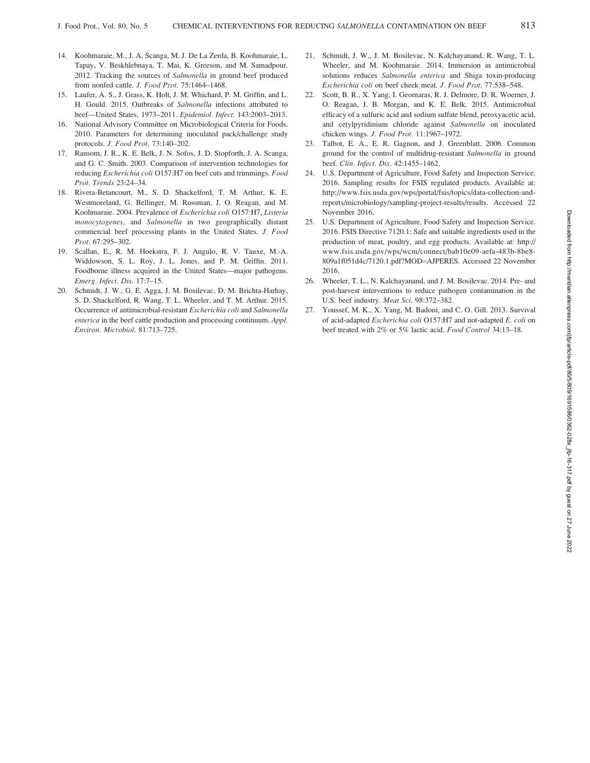14. Koohmaraie, M., J. A. Scanga, M. J. De La Zerda, B. Koohmaraie, L. Tapay, V. Beskhlebnaya, T. Mai, K. Greeson, and M. Samadpour. 2012. Tracking the sources of *Salmonella* in ground beef produced from nonfed cattle. *J. Food Prot*. 75:1464–1468.
15. Laufer, A. S., J. Grass, K. Holt, J. M. Whichard, P. M. Griffin, and L. H. Gould. 2015. Outbreaks of *Salmonella* infections attributed to beef—United States, 1973–2011. *Epidemiol. Infect*. 143:2003–2013.
16. National Advisory Committee on Microbiological Criteria for Foods. 2010. Parameters for determining inoculated pack/challenge study protocols. *J. Food Prot*. 73:140–202.
17. Ransom, J. R., K. E. Belk, J. N. Sofos, J. D. Stopforth, J. A. Scanga, and G. C. Smith. 2003. Comparison of intervention technologies for reducing *Escherichia coli* O157:H7 on beef cuts and trimmings. *Food Prot. Trends* 23:24–34.
18. Rivera-Betancourt, M., S. D. Shackelford, T. M. Arthur, K. E. Westmoreland, G. Bellinger, M. Rossman, J. O. Reagan, and M. Koohmaraie. 2004. Prevalence of *Escherichia coli* O157:H7, *Listeria monocytogenes,* and *Salmonella* in two geographically distant commercial beef processing plants in the United States. *J. Food Prot*. 67:295–302.
19. Scallan, E., R. M. Hoekstra, F. J. Angulo, R. V. Tauxe, M.-A. Widdowson, S. L. Roy, J. L. Jones, and P. M. Griffin. 2011. Foodborne illness acquired in the United States—major pathogens. *Emerg. Infect. Dis*. 17:7–15.
20. Schmidt, J. W., G. E. Agga, J. M. Bosilevac, D. M. Brichta-Harhay, S. D. Shackelford, R. Wang, T. L. Wheeler, and T. M. Arthur. 2015. Occurrence of antimicrobial-resistant *Escherichia coli* and *Salmonella enterica* in the beef cattle production and processing continuum. *Appl. Environ. Microbiol*. 81:713–725.
21. Schmidt, J. W., J. M. Bosilevac, N. Kalchayanand, R. Wang, T. L. Wheeler, and M. Koohmaraie. 2014. Immersion in antimicrobial solutions reduces *Salmonella enterica* and Shiga toxin-producing *Escherichia coli* on beef cheek meat. *J. Food Prot*. 77:538–548.
22. Scott, B. R., X. Yang, I. Geornaras, R. J. Delmore, D. R. Woerner, J. O. Reagan, J. B. Morgan, and K. E. Belk. 2015. Antimicrobial efficacy of a sulfuric acid and sodium sulfate blend, peroxyacetic acid, and cetylpyridinium chloride against *Salmonella* on inoculated chicken wings. *J. Food Prot*. 11:1967–1972.
23. Talbot, E. A., E. R. Gagnon, and J. Greenblatt. 2006. Common ground for the control of multidrug-resistant *Salmonella* in ground beef. *Clin. Infect. Dis*. 42:1455–1462.
24. U.S. Department of Agriculture, Food Safety and Inspection Service. 2016. Sampling results for FSIS regulated products. Available at: http://www.fsis.usda.gov/wps/portal/fsis/topics/data-collection-and-reports/microbiology/sampling-project-results/results. Accessed 22 November 2016.
25. U.S. Department of Agriculture, Food Safety and Inspection Service. 2016. FSIS Directive 7120.1: Safe and suitable ingredients used in the production of meat, poultry, and egg products. Available at: http://www.fsis.usda.gov/wps/wcm/connect/bab10e09-aefa-483b-8be8-809a1f051d4c/7120.1.pdf?MOD=AJPERES. Accessed 22 November 2016.
26. Wheeler, T. L., N. Kalchayanand, and J. M. Bosilevac. 2014. Pre- and post-harvest interventions to reduce pathogen contamination in the U.S. beef industry. *Meat Sci*. 98:372–382.
27. Youssef, M. K., X. Yang, M. Badoni, and C. O. Gill. 2013. Survival of acid-adapted *Escherichia coli* O157:H7 and not-adapted *E. coli* on beef treated with 2% or 5% lactic acid. *Food Control* 34:13–18.